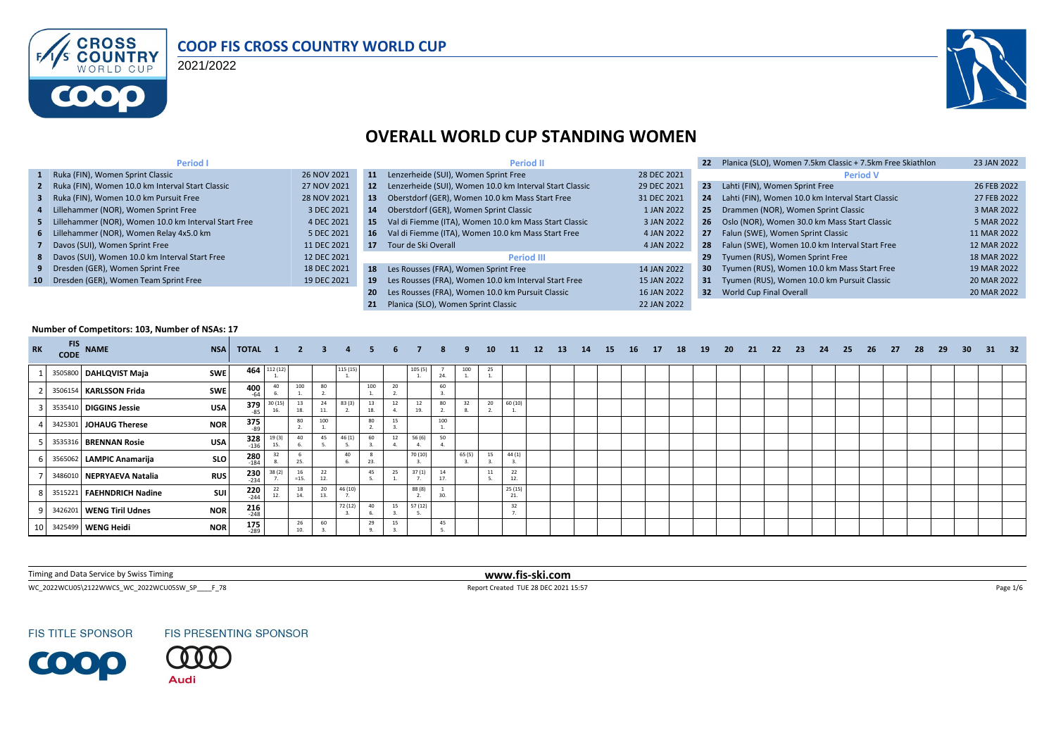# COOP FIS CROSS COUNTRY WORLD CUP

2021/2022

## OVERALL WORLD CUP STANDING WOMEN

| # | Period I | Date |
|---|---|---|
| 1 | Ruka (FIN), Women Sprint Classic | 26 NOV 2021 |
| 2 | Ruka (FIN), Women 10.0 km Interval Start Classic | 27 NOV 2021 |
| 3 | Ruka (FIN), Women 10.0 km Pursuit Free | 28 NOV 2021 |
| 4 | Lillehammer (NOR), Women Sprint Free | 3 DEC 2021 |
| 5 | Lillehammer (NOR), Women 10.0 km Interval Start Free | 4 DEC 2021 |
| 6 | Lillehammer (NOR), Women Relay 4x5.0 km | 5 DEC 2021 |
| 7 | Davos (SUI), Women Sprint Free | 11 DEC 2021 |
| 8 | Davos (SUI), Women 10.0 km Interval Start Free | 12 DEC 2021 |
| 9 | Dresden (GER), Women Sprint Free | 18 DEC 2021 |
| 10 | Dresden (GER), Women Team Sprint Free | 19 DEC 2021 |

| # | Period II | Date |
|---|---|---|
| 11 | Lenzerheide (SUI), Women Sprint Free | 28 DEC 2021 |
| 12 | Lenzerheide (SUI), Women 10.0 km Interval Start Classic | 29 DEC 2021 |
| 13 | Oberstdorf (GER), Women 10.0 km Mass Start Free | 31 DEC 2021 |
| 14 | Oberstdorf (GER), Women Sprint Classic | 1 JAN 2022 |
| 15 | Val di Fiemme (ITA), Women 10.0 km Mass Start Classic | 3 JAN 2022 |
| 16 | Val di Fiemme (ITA), Women 10.0 km Mass Start Free | 4 JAN 2022 |
| 17 | Tour de Ski Overall | 4 JAN 2022 |
| | **Period III** | |
| 18 | Les Rousses (FRA), Women Sprint Free | 14 JAN 2022 |
| 19 | Les Rousses (FRA), Women 10.0 km Interval Start Free | 15 JAN 2022 |
| 20 | Les Rousses (FRA), Women 10.0 km Pursuit Classic | 16 JAN 2022 |
| 21 | Planica (SLO), Women Sprint Classic | 22 JAN 2022 |

| # | Event | Date |
|---|---|---|
| 22 | Planica (SLO), Women 7.5km Classic + 7.5km Free Skiathlon | 23 JAN 2022 |
| | **Period V** | |
| 23 | Lahti (FIN), Women Sprint Free | 26 FEB 2022 |
| 24 | Lahti (FIN), Women 10.0 km Interval Start Classic | 27 FEB 2022 |
| 25 | Drammen (NOR), Women Sprint Classic | 3 MAR 2022 |
| 26 | Oslo (NOR), Women 30.0 km Mass Start Classic | 5 MAR 2022 |
| 27 | Falun (SWE), Women Sprint Classic | 11 MAR 2022 |
| 28 | Falun (SWE), Women 10.0 km Interval Start Free | 12 MAR 2022 |
| 29 | Tyumen (RUS), Women Sprint Free | 18 MAR 2022 |
| 30 | Tyumen (RUS), Women 10.0 km Mass Start Free | 19 MAR 2022 |
| 31 | Tyumen (RUS), Women 10.0 km Pursuit Classic | 20 MAR 2022 |
| 32 | World Cup Final Overall | 20 MAR 2022 |

**Number of Competitors: 103, Number of NSAs: 17**

| RK | FIS CODE | NAME | NSA | TOTAL | 1 | 2 | 3 | 4 | 5 | 6 | 7 | 8 | 9 | 10 | 11 | 12 | 13 | 14 | 15 | 16 | 17 | 18 | 19 | 20 | 21 | 22 | 23 | 24 | 25 | 26 | 27 | 28 | 29 | 30 | 31 | 32 |
|---|---|---|---|---|---|---|---|---|---|---|---|---|---|---|---|---|---|---|---|---|---|---|---|---|---|---|---|---|---|---|---|---|---|---|---|---|
| 1 | 3505800 | DAHLQVIST Maja | SWE | 464 | 112 (12) 1. | | | 115 (15) 1. | | | 105 (5) 1. | 7 24. | 100 1. | 25 1. | | | | | | | | | | | | | | | | | | | | | | |
| 2 | 3506154 | KARLSSON Frida | SWE | 400 -64 | 40 6. | 100 1. | 80 2. | | 100 1. | 20 2. | | 60 3. | | | | | | | | | | | | | | | | | | | | | | | | |
| 3 | 3535410 | DIGGINS Jessie | USA | 379 -85 | 30 (15) 16. | 13 18. | 24 11. | 83 (3) 2. | 13 18. | 12 4. | 12 19. | 80 2. | 32 8. | 20 2. | 60 (10) 1. | | | | | | | | | | | | | | | | | | | | | |
| 4 | 3425301 | JOHAUG Therese | NOR | 375 -89 | | 80 2. | 100 1. | | 80 2. | 15 3. | | 100 1. | | | | | | | | | | | | | | | | | | | | | | | | |
| 5 | 3535316 | BRENNAN Rosie | USA | 328 -136 | 19 (3) 15. | 40 6. | 45 5. | 46 (1) 5. | 60 3. | 12 4. | 56 (6) 4. | 50 4. | | | | | | | | | | | | | | | | | | | | | | | | |
| 6 | 3565062 | LAMPIC Anamarija | SLO | 280 -184 | 32 8. | 6 25. | | 40 6. | 8 23. | | 70 (10) 3. | | 65 (5) 3. | 15 3. | 44 (1) 3. | | | | | | | | | | | | | | | | | | | | | |
| 7 | 3486010 | NEPRYAEVA Natalia | RUS | 230 -234 | 38 (2) 7. | 16 =15. | 22 12. | | 45 5. | 25 1. | 37 (1) 7. | 14 17. | | 11 5. | 22 12. | | | | | | | | | | | | | | | | | | | | | |
| 8 | 3515221 | FAEHNDRICH Nadine | SUI | 220 -244 | 22 12. | 18 14. | 20 13. | 46 (10) 7. | | | 88 (8) 2. | 1 30. | | | 25 (15) 21. | | | | | | | | | | | | | | | | | | | | | |
| 9 | 3426201 | WENG Tiril Udnes | NOR | 216 -248 | | | | 72 (12) 3. | 40 6. | 15 3. | 57 (12) 5. | | | | 32 7. | | | | | | | | | | | | | | | | | | | | | |
| 10 | 3425499 | WENG Heidi | NOR | 175 -289 | | 26 10. | 60 3. | | 29 9. | 15 3. | | 45 5. | | | | | | | | | | | | | | | | | | | | | | | | |

Timing and Data Service by Swiss Timing

www.fis-ski.com

WC_2022WCU05\2122WWCS_WC_2022WCU05SW_SP____F_78

Report Created TUE 28 DEC 2021 15:57

FIS TITLE SPONSOR

FIS PRESENTING SPONSOR

Audi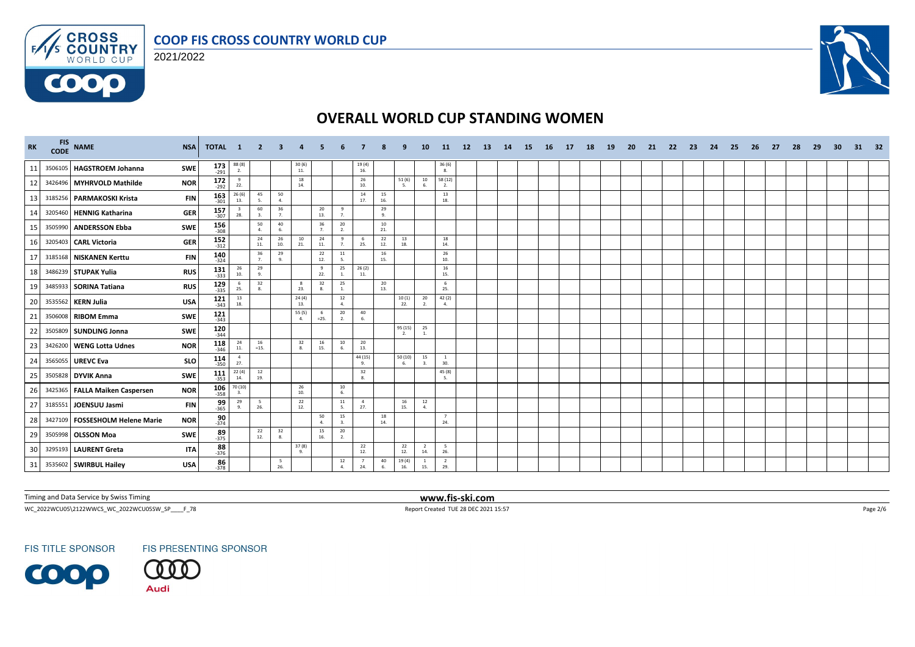# COOP FIS CROSS COUNTRY WORLD CUP

2021/2022

## OVERALL WORLD CUP STANDING WOMEN

| RK | FIS CODE | NAME | NSA | TOTAL | 1 | 2 | 3 | 4 | 5 | 6 | 7 | 8 | 9 | 10 | 11 | 12 | 13 | 14 | 15 | 16 | 17 | 18 | 19 | 20 | 21 | 22 | 23 | 24 | 25 | 26 | 27 | 28 | 29 | 30 | 31 | 32 |
|---|---|---|---|---|---|---|---|---|---|---|---|---|---|---|---|---|---|---|---|---|---|---|---|---|---|---|---|---|---|---|---|---|---|---|---|---|
| 11 | 3506105 | HAGSTROEM Johanna | SWE | 173 -291 | 88 (8) 2. | | | 30 (6) 11. | | | 19 (4) 16. | | | | 36 (6) 8. | | | | | | | | | | | | | | | | | | | | | |
| 12 | 3426496 | MYHRVOLD Mathilde | NOR | 172 -292 | 9 22. | | | 18 14. | | | 26 10. | | 51 (6) 5. | 10 6. | 58 (12) 2. | | | | | | | | | | | | | | | | | | | | | |
| 13 | 3185256 | PARMAKOSKI Krista | FIN | 163 -301 | 26 (6) 13. | 45 5. | 50 4. | | | | 14 17. | 15 16. | | | 13 18. | | | | | | | | | | | | | | | | | | | | | |
| 14 | 3205460 | HENNIG Katharina | GER | 157 -307 | 3 28. | 60 3. | 36 7. | | 20 13. | 9 7. | | 29 9. | | | | | | | | | | | | | | | | | | | | | | | | |
| 15 | 3505990 | ANDERSSON Ebba | SWE | 156 -308 | | 50 4. | 40 6. | | 36 7. | 20 2. | | 10 21. | | | | | | | | | | | | | | | | | | | | | | | | |
| 16 | 3205403 | CARL Victoria | GER | 152 -312 | | 24 11. | 26 10. | 10 21. | 24 11. | 9 7. | 6 25. | 22 12. | 13 18. | | 18 14. | | | | | | | | | | | | | | | | | | | | | |
| 17 | 3185168 | NISKANEN Kerttu | FIN | 140 -324 | | 36 7. | 29 9. | | 22 12. | 11 5. | | 16 15. | | | 26 10. | | | | | | | | | | | | | | | | | | | | | |
| 18 | 3486239 | STUPAK Yulia | RUS | 131 -333 | 26 10. | 29 9. | | | 9 22. | 25 1. | 26 (2) 11. | | | | 16 15. | | | | | | | | | | | | | | | | | | | | | |
| 19 | 3485933 | SORINA Tatiana | RUS | 129 -335 | 6 25. | 32 8. | | 8 23. | 32 8. | 25 1. | | 20 13. | | | 6 25. | | | | | | | | | | | | | | | | | | | | | |
| 20 | 3535562 | KERN Julia | USA | 121 -343 | 13 18. | | | 24 (4) 13. | | 12 4. | | | 10 (1) 22. | 20 2. | 42 (2) 4. | | | | | | | | | | | | | | | | | | | | | |
| 21 | 3506008 | RIBOM Emma | SWE | 121 -343 | | | | 55 (5) 4. | 6 =25. | 20 2. | 40 6. | | | | | | | | | | | | | | | | | | | | | | | | | |
| 22 | 3505809 | SUNDLING Jonna | SWE | 120 -344 | | | | | | | | | 95 (15) 2. | 25 1. | | | | | | | | | | | | | | | | | | | | | | |
| 23 | 3426200 | WENG Lotta Udnes | NOR | 118 -346 | 24 11. | 16 =15. | | 32 8. | 16 15. | 10 6. | 20 13. | | | | | | | | | | | | | | | | | | | | | | | | | |
| 24 | 3565055 | UREVC Eva | SLO | 114 -350 | 4 27. | | | | | | 44 (15) 9. | | 50 (10) 6. | 15 3. | 1 30. | | | | | | | | | | | | | | | | | | | | | |
| 25 | 3505828 | DYVIK Anna | SWE | 111 -353 | 22 (4) 14. | 12 19. | | | | | 32 8. | | | | 45 (8) 5. | | | | | | | | | | | | | | | | | | | | | |
| 26 | 3425365 | FALLA Maiken Caspersen | NOR | 106 -358 | 70 (10) 3. | | | 26 10. | | 10 6. | | | | | | | | | | | | | | | | | | | | | | | | | | |
| 27 | 3185551 | JOENSUU Jasmi | FIN | 99 -365 | 29 9. | 5 26. | | 22 12. | | 11 5. | 4 27. | | 16 15. | 12 4. | | | | | | | | | | | | | | | | | | | | | | |
| 28 | 3427109 | FOSSESHOLM Helene Marie | NOR | 90 -374 | | | | | 50 4. | 15 3. | | 18 14. | | | 7 24. | | | | | | | | | | | | | | | | | | | | | |
| 29 | 3505998 | OLSSON Moa | SWE | 89 -375 | | 22 12. | 32 8. | | 15 16. | 20 2. | | | | | | | | | | | | | | | | | | | | | | | | | | |
| 30 | 3295193 | LAURENT Greta | ITA | 88 -376 | | | | 37 (8) 9. | | | 22 12. | | 22 12. | 2 14. | 5 26. | | | | | | | | | | | | | | | | | | | | | |
| 31 | 3535602 | SWIRBUL Hailey | USA | 86 -378 | | | 5 26. | | | 12 4. | 7 24. | 40 6. | 19 (4) 16. | 1 15. | 2 29. | | | | | | | | | | | | | | | | | | | | | |

Timing and Data Service by Swiss Timing

www.fis-ski.com

WC_2022WCU05\2122WWCS_WC_2022WCU05SW_SP____F_78

Report Created TUE 28 DEC 2021 15:57

FIS TITLE SPONSOR

FIS PRESENTING SPONSOR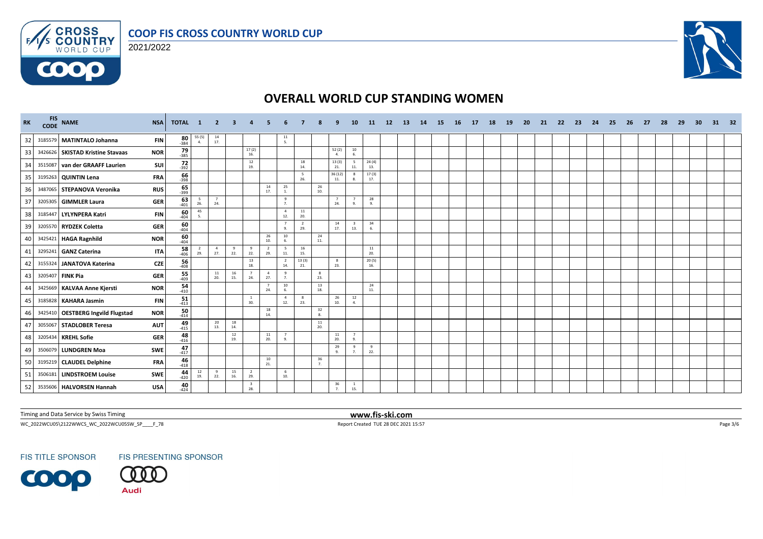# COOP FIS CROSS COUNTRY WORLD CUP

2021/2022

## OVERALL WORLD CUP STANDING WOMEN

| RK | FIS CODE | NAME | NSA | TOTAL | 1 | 2 | 3 | 4 | 5 | 6 | 7 | 8 | 9 | 10 | 11 | 12 | 13 | 14 | 15 | 16 | 17 | 18 | 19 | 20 | 21 | 22 | 23 | 24 | 25 | 26 | 27 | 28 | 29 | 30 | 31 | 32 |
|---|---|---|---|---|---|---|---|---|---|---|---|---|---|---|---|---|---|---|---|---|---|---|---|---|---|---|---|---|---|---|---|---|---|---|---|---|
| 32 | 3185579 | MATINTALO Johanna | FIN | 80 -384 | 55 (5) 4. | 14 17. | | | | 11 5. | | | | | | | | | | | | | | | | | | | | | | | | | | |
| 33 | 3426626 | SKISTAD Kristine Stavaas | NOR | 79 -385 | | | | 17 (2) 16. | | | | | 52 (2) 4. | 10 6. | | | | | | | | | | | | | | | | | | | | | | |
| 34 | 3515087 | van der GRAAFF Laurien | SUI | 72 -392 | | | | 12 19. | | | 18 14. | | 13 (3) 21. | 5 11. | 24 (4) 13. | | | | | | | | | | | | | | | | | | | | | |
| 35 | 3195263 | QUINTIN Lena | FRA | 66 -398 | | | | | | | 5 26. | | 36 (12) 11. | 8 8. | 17 (3) 17. | | | | | | | | | | | | | | | | | | | | | |
| 36 | 3487065 | STEPANOVA Veronika | RUS | 65 -399 | | | | | 14 17. | 25 1. | | 26 10. | | | | | | | | | | | | | | | | | | | | | | | | |
| 37 | 3205305 | GIMMLER Laura | GER | 63 -401 | 5 26. | 7 24. | | | | 9 7. | | | 7 24. | 7 9. | 28 9. | | | | | | | | | | | | | | | | | | | | | |
| 38 | 3185447 | LYLYNPERA Katri | FIN | 60 -404 | 45 5. | | | | | 4 12. | 11 20. | | | | | | | | | | | | | | | | | | | | | | | | | |
| 39 | 3205570 | RYDZEK Coletta | GER | 60 -404 | | | | | | 7 9. | 2 29. | | 14 17. | 3 13. | 34 6. | | | | | | | | | | | | | | | | | | | | | |
| 40 | 3425421 | HAGA Ragnhild | NOR | 60 -404 | | | | | 26 10. | 10 6. | | 24 11. | | | | | | | | | | | | | | | | | | | | | | | | |
| 41 | 3295241 | GANZ Caterina | ITA | 58 -406 | 2 29. | 4 27. | 9 22. | 9 22. | 2 29. | 5 11. | 16 15. | | | | 11 20. | | | | | | | | | | | | | | | | | | | | | |
| 42 | 3155324 | JANATOVA Katerina | CZE | 56 -408 | | | | 13 18. | | 2 14. | 13 (3) 21. | | 8 23. | | 20 (5) 16. | | | | | | | | | | | | | | | | | | | | | |
| 43 | 3205407 | FINK Pia | GER | 55 -409 | | 11 20. | 16 15. | 7 24. | 4 27. | 9 7. | | 8 23. | | | | | | | | | | | | | | | | | | | | | | | | |
| 44 | 3425669 | KALVAA Anne Kjersti | NOR | 54 -410 | | | | | 7 24. | 10 6. | | 13 18. | | | 24 11. | | | | | | | | | | | | | | | | | | | | | |
| 45 | 3185828 | KAHARA Jasmin | FIN | 51 -413 | | | | 1 30. | | 4 12. | 8 23. | | 26 10. | 12 4. | | | | | | | | | | | | | | | | | | | | | | |
| 46 | 3425410 | OESTBERG Ingvild Flugstad | NOR | 50 -414 | | | | | 18 14. | | | 32 8. | | | | | | | | | | | | | | | | | | | | | | | | |
| 47 | 3055067 | STADLOBER Teresa | AUT | 49 -415 | | 20 13. | 18 14. | | | | | 11 20. | | | | | | | | | | | | | | | | | | | | | | | | |
| 48 | 3205434 | KREHL Sofie | GER | 48 -416 | | | 12 19. | | 11 20. | 7 9. | | | 11 20. | 7 9. | | | | | | | | | | | | | | | | | | | | | | |
| 49 | 3506079 | LUNDGREN Moa | SWE | 47 -417 | | | | | | | | | 29 9. | 9 7. | 9 22. | | | | | | | | | | | | | | | | | | | | | |
| 50 | 3195219 | CLAUDEL Delphine | FRA | 46 -418 | | | | | 10 21. | | | 36 7. | | | | | | | | | | | | | | | | | | | | | | | | |
| 51 | 3506181 | LINDSTROEM Louise | SWE | 44 -420 | 12 19. | 9 22. | 15 16. | 2 29. | | 6 10. | | | | | | | | | | | | | | | | | | | | | | | | | | |
| 52 | 3535606 | HALVORSEN Hannah | USA | 40 -424 | | | | 3 28. | | | | | 36 7. | 1 15. | | | | | | | | | | | | | | | | | | | | | | |

Timing and Data Service by Swiss Timing

www.fis-ski.com

WC_2022WCU05\2122WWCS_WC_2022WCU05SW_SP____F_78

Report Created TUE 28 DEC 2021 15:57

FIS TITLE SPONSOR

FIS PRESENTING SPONSOR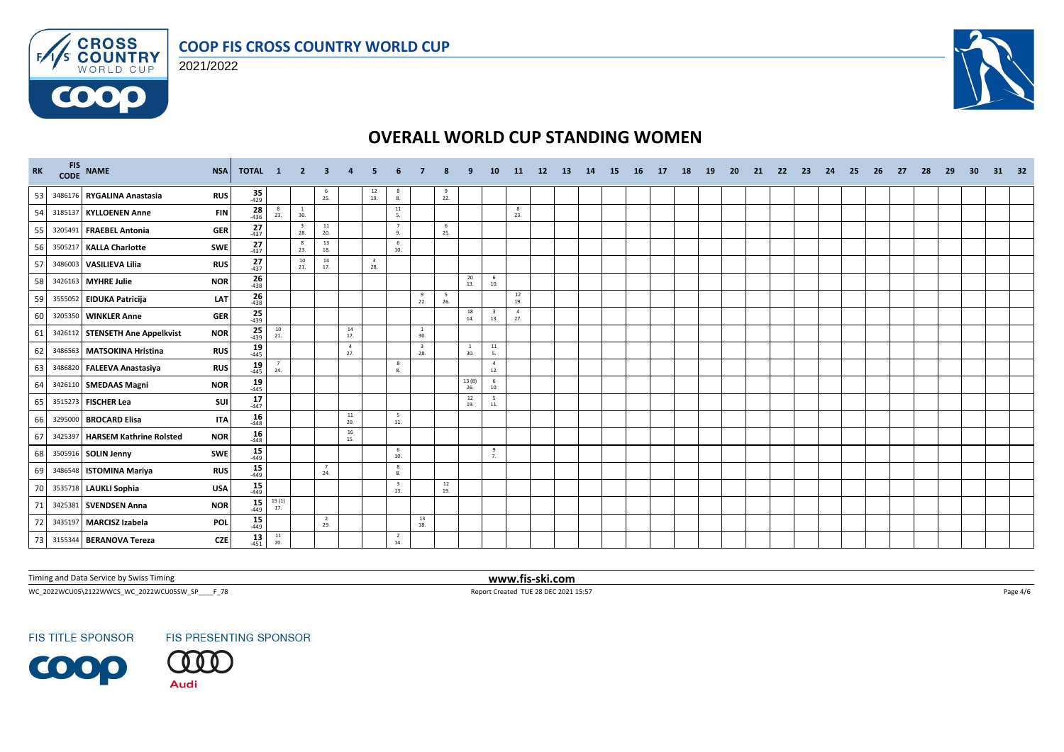# COOP FIS CROSS COUNTRY WORLD CUP

2021/2022

## OVERALL WORLD CUP STANDING WOMEN

| RK | FIS CODE | NAME | NSA | TOTAL | 1 | 2 | 3 | 4 | 5 | 6 | 7 | 8 | 9 | 10 | 11 | 12 | 13 | 14 | 15 | 16 | 17 | 18 | 19 | 20 | 21 | 22 | 23 | 24 | 25 | 26 | 27 | 28 | 29 | 30 | 31 | 32 |
|---|---|---|---|---|---|---|---|---|---|---|---|---|---|---|---|---|---|---|---|---|---|---|---|---|---|---|---|---|---|---|---|---|---|---|---|---|
| 53 | 3486176 | RYGALINA Anastasia | RUS | 35 -429 | | | 6 25. | | 12 19. | 8 8. | | 9 22. | | | | | | | | | | | | | | | | | | | | | | | | |
| 54 | 3185137 | KYLLOENEN Anne | FIN | 28 -436 | 8 23. | 1 30. | | | | 11 5. | | | | | 8 23. | | | | | | | | | | | | | | | | | | | | | |
| 55 | 3205491 | FRAEBEL Antonia | GER | 27 -437 | | 3 28. | 11 20. | | | 7 9. | | 6 25. | | | | | | | | | | | | | | | | | | | | | | | | |
| 56 | 3505217 | KALLA Charlotte | SWE | 27 -437 | | 8 23. | 13 18. | | | 6 10. | | | | | | | | | | | | | | | | | | | | | | | | | | |
| 57 | 3486003 | VASILIEVA Lilia | RUS | 27 -437 | | 10 21. | 14 17. | | 3 28. | | | | | | | | | | | | | | | | | | | | | | | | | | | |
| 58 | 3426163 | MYHRE Julie | NOR | 26 -438 | | | | | | | | | 20 13. | 6 10. | | | | | | | | | | | | | | | | | | | | | | |
| 59 | 3555052 | EIDUKA Patricija | LAT | 26 -438 | | | | | | | 9 22. | 5 26. | | | 12 19. | | | | | | | | | | | | | | | | | | | | | |
| 60 | 3205350 | WINKLER Anne | GER | 25 -439 | | | | | | | | | 18 14. | 3 13. | 4 27. | | | | | | | | | | | | | | | | | | | | | |
| 61 | 3426112 | STENSETH Ane Appelkvist | NOR | 25 -439 | 10 21. | | | 14 17. | | | 1 30. | | | | | | | | | | | | | | | | | | | | | | | | | |
| 62 | 3486563 | MATSOKINA Hristina | RUS | 19 -445 | | | | 4 27. | | | 3 28. | | 1 30. | 11 5. | | | | | | | | | | | | | | | | | | | | | | |
| 63 | 3486820 | FALEEVA Anastasiya | RUS | 19 -445 | 7 24. | | | | | 8 8. | | | | 4 12. | | | | | | | | | | | | | | | | | | | | | | |
| 64 | 3426110 | SMEDAAS Magni | NOR | 19 -445 | | | | | | | | | 13 (8) 26. | 6 10. | | | | | | | | | | | | | | | | | | | | | | |
| 65 | 3515273 | FISCHER Lea | SUI | 17 -447 | | | | | | | | | 12 19. | 5 11. | | | | | | | | | | | | | | | | | | | | | | |
| 66 | 3295000 | BROCARD Elisa | ITA | 16 -448 | | | | 11 20. | | 5 11. | | | | | | | | | | | | | | | | | | | | | | | | | | |
| 67 | 3425397 | HARSEM Kathrine Rolsted | NOR | 16 -448 | | | | 16 15. | | | | | | | | | | | | | | | | | | | | | | | | | | | | |
| 68 | 3505916 | SOLIN Jenny | SWE | 15 -449 | | | | | | 6 10. | | | | 9 7. | | | | | | | | | | | | | | | | | | | | | | |
| 69 | 3486548 | ISTOMINA Mariya | RUS | 15 -449 | | | 7 24. | | | 8 8. | | | | | | | | | | | | | | | | | | | | | | | | | | |
| 70 | 3535718 | LAUKLI Sophia | USA | 15 -449 | | | | | | 3 13. | | 12 19. | | | | | | | | | | | | | | | | | | | | | | | | |
| 71 | 3425381 | SVENDSEN Anna | NOR | 15 -449 | 15 (1) 17. | | | | | | | | | | | | | | | | | | | | | | | | | | | | | | | |
| 72 | 3435197 | MARCISZ Izabela | POL | 15 -449 | | | 2 29. | | | | 13 18. | | | | | | | | | | | | | | | | | | | | | | | | | |
| 73 | 3155344 | BERANOVA Tereza | CZE | 13 -451 | 11 20. | | | | | 2 14. | | | | | | | | | | | | | | | | | | | | | | | | | | |

Timing and Data Service by Swiss Timing

www.fis-ski.com

WC_2022WCU05\2122WWCS_WC_2022WCU05SW_SP____F_78

Report Created TUE 28 DEC 2021 15:57

FIS TITLE SPONSOR

FIS PRESENTING SPONSOR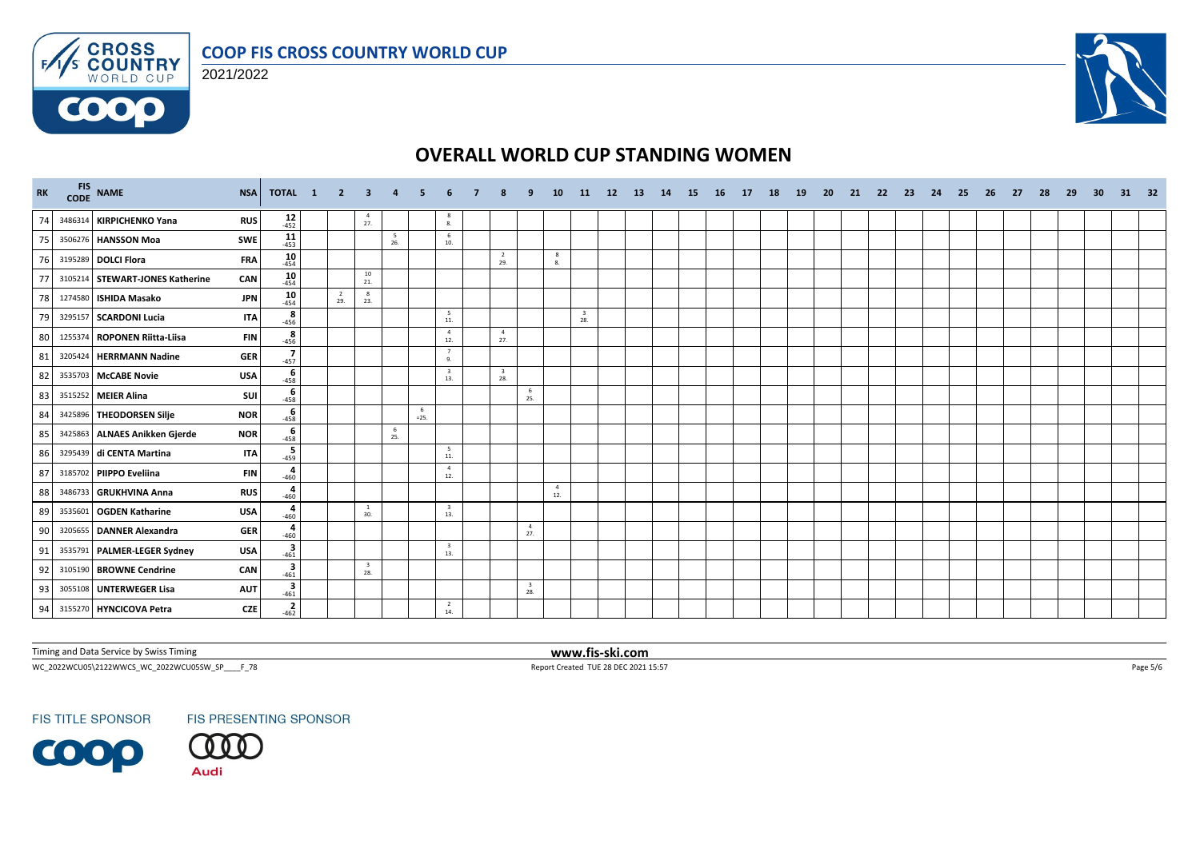# COOP FIS CROSS COUNTRY WORLD CUP

2021/2022

## OVERALL WORLD CUP STANDING WOMEN

| RK | FIS CODE | NAME | NSA | TOTAL | 1 | 2 | 3 | 4 | 5 | 6 | 7 | 8 | 9 | 10 | 11 | 12 | 13 | 14 | 15 | 16 | 17 | 18 | 19 | 20 | 21 | 22 | 23 | 24 | 25 | 26 | 27 | 28 | 29 | 30 | 31 | 32 |
|---|---|---|---|---|---|---|---|---|---|---|---|---|---|---|---|---|---|---|---|---|---|---|---|---|---|---|---|---|---|---|---|---|---|---|---|---|
| 74 | 3486314 | **KIRPICHENKO Yana** | RUS | **12** -452 | | | 4 27. | | | 8 8. | | | | | | | | | | | | | | | | | | | | | | | | | | |
| 75 | 3506276 | **HANSSON Moa** | SWE | **11** -453 | | | | 5 26. | | 6 10. | | | | | | | | | | | | | | | | | | | | | | | | | | |
| 76 | 3195289 | **DOLCI Flora** | FRA | **10** -454 | | | | | | | | 2 29. | | 8 8. | | | | | | | | | | | | | | | | | | | | | | |
| 77 | 3105214 | **STEWART-JONES Katherine** | CAN | **10** -454 | | | 10 21. | | | | | | | | | | | | | | | | | | | | | | | | | | | | | |
| 78 | 1274580 | **ISHIDA Masako** | JPN | **10** -454 | | 2 29. | 8 23. | | | | | | | | | | | | | | | | | | | | | | | | | | | | | |
| 79 | 3295157 | **SCARDONI Lucia** | ITA | **8** -456 | | | | | | 5 11. | | | | | 3 28. | | | | | | | | | | | | | | | | | | | | | |
| 80 | 1255374 | **ROPONEN Riitta-Liisa** | FIN | **8** -456 | | | | | | 4 12. | | 4 27. | | | | | | | | | | | | | | | | | | | | | | | | |
| 81 | 3205424 | **HERRMANN Nadine** | GER | **7** -457 | | | | | | 7 9. | | | | | | | | | | | | | | | | | | | | | | | | | | |
| 82 | 3535703 | **McCABE Novie** | USA | **6** -458 | | | | | | 3 13. | | 3 28. | | | | | | | | | | | | | | | | | | | | | | | | |
| 83 | 3515252 | **MEIER Alina** | SUI | **6** -458 | | | | | | | | | 6 25. | | | | | | | | | | | | | | | | | | | | | | | |
| 84 | 3425896 | **THEODORSEN Silje** | NOR | **6** -458 | | | | | 6 =25. | | | | | | | | | | | | | | | | | | | | | | | | | | | |
| 85 | 3425863 | **ALNAES Anikken Gjerde** | NOR | **6** -458 | | | | 6 25. | | | | | | | | | | | | | | | | | | | | | | | | | | | | |
| 86 | 3295439 | **di CENTA Martina** | ITA | **5** -459 | | | | | | 5 11. | | | | | | | | | | | | | | | | | | | | | | | | | | |
| 87 | 3185702 | **PIIPPO Eveliina** | FIN | **4** -460 | | | | | | 4 12. | | | | | | | | | | | | | | | | | | | | | | | | | | |
| 88 | 3486733 | **GRUKHVINA Anna** | RUS | **4** -460 | | | | | | | | | | 4 12. | | | | | | | | | | | | | | | | | | | | | | |
| 89 | 3535601 | **OGDEN Katharine** | USA | **4** -460 | | | 1 30. | | | 3 13. | | | | | | | | | | | | | | | | | | | | | | | | | | |
| 90 | 3205655 | **DANNER Alexandra** | GER | **4** -460 | | | | | | | | | 4 27. | | | | | | | | | | | | | | | | | | | | | | | |
| 91 | 3535791 | **PALMER-LEGER Sydney** | USA | **3** -461 | | | | | | 3 13. | | | | | | | | | | | | | | | | | | | | | | | | | | |
| 92 | 3105190 | **BROWNE Cendrine** | CAN | **3** -461 | | | 3 28. | | | | | | | | | | | | | | | | | | | | | | | | | | | | | |
| 93 | 3055108 | **UNTERWEGER Lisa** | AUT | **3** -461 | | | | | | | | | 3 28. | | | | | | | | | | | | | | | | | | | | | | | |
| 94 | 3155270 | **HYNCICOVA Petra** | CZE | **2** -462 | | | | | | 2 14. | | | | | | | | | | | | | | | | | | | | | | | | | | |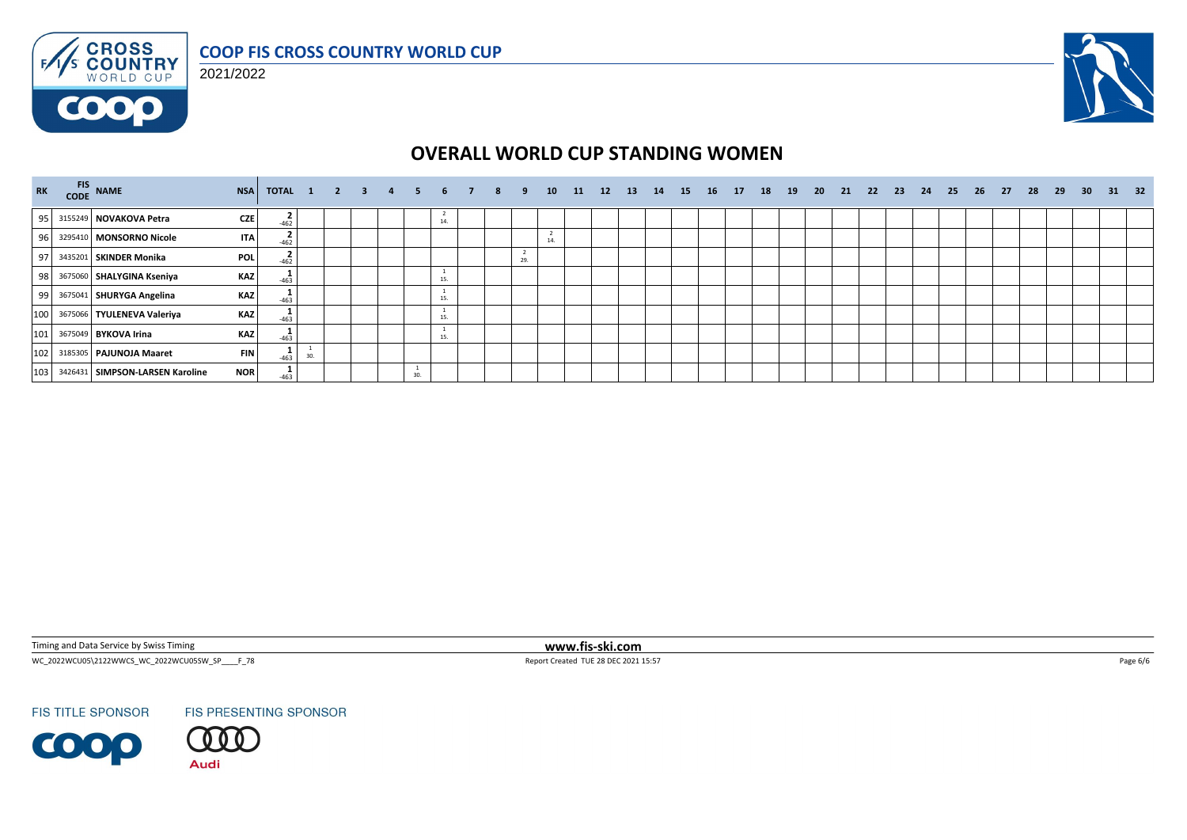# OVERALL WORLD CUP STANDING WOMEN

| RK | FIS CODE | NAME | NSA | TOTAL | 1 | 2 | 3 | 4 | 5 | 6 | 7 | 8 | 9 | 10 | 11 | 12 | 13 | 14 | 15 | 16 | 17 | 18 | 19 | 20 | 21 | 22 | 23 | 24 | 25 | 26 | 27 | 28 | 29 | 30 | 31 | 32 |
|---|---|---|---|---|---|---|---|---|---|---|---|---|---|---|---|---|---|---|---|---|---|---|---|---|---|---|---|---|---|---|---|---|---|---|---|---|
| 95 | 3155249 | **NOVAKOVA Petra** | CZE | **2** -462 | | | | | | 2 14. | | | | | | | | | | | | | | | | | | | | | | | | | | |
| 96 | 3295410 | **MONSORNO Nicole** | ITA | **2** -462 | | | | | | | | | | 2 14. | | | | | | | | | | | | | | | | | | | | | | |
| 97 | 3435201 | **SKINDER Monika** | POL | **2** -462 | | | | | | | | | 2 29. | | | | | | | | | | | | | | | | | | | | | | | |
| 98 | 3675060 | **SHALYGINA Kseniya** | KAZ | **1** -463 | | | | | | 1 15. | | | | | | | | | | | | | | | | | | | | | | | | | | |
| 99 | 3675041 | **SHURYGA Angelina** | KAZ | **1** -463 | | | | | | 1 15. | | | | | | | | | | | | | | | | | | | | | | | | | | |
| 100 | 3675066 | **TYULENEVA Valeriya** | KAZ | **1** -463 | | | | | | 1 15. | | | | | | | | | | | | | | | | | | | | | | | | | | |
| 101 | 3675049 | **BYKOVA Irina** | KAZ | **1** -463 | | | | | | 1 15. | | | | | | | | | | | | | | | | | | | | | | | | | | |
| 102 | 3185305 | **PAJUNOJA Maaret** | FIN | **1** -463 | 1 30. | | | | | | | | | | | | | | | | | | | | | | | | | | | | | | | |
| 103 | 3426431 | **SIMPSON-LARSEN Karoline** | NOR | **1** -463 | | | | | 1 30. | | | | | | | | | | | | | | | | | | | | | | | | | | | |